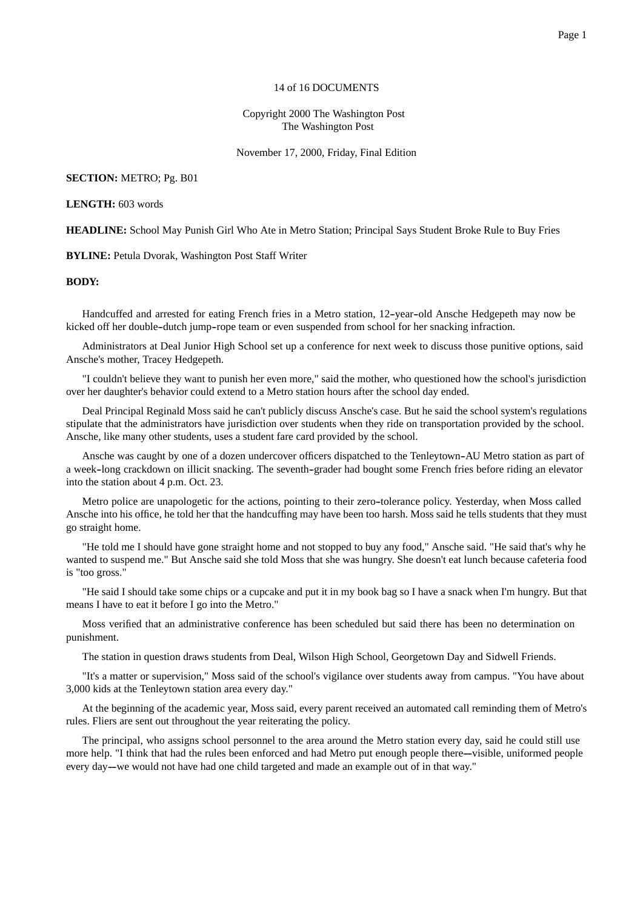14 of 16 DOCUMENTS

Copyright 2000 The Washington Post
The Washington Post

November 17, 2000, Friday, Final Edition

**SECTION:** METRO; Pg. B01

**LENGTH:** 603 words

**HEADLINE:** School May Punish Girl Who Ate in Metro Station; Principal Says Student Broke Rule to Buy Fries

**BYLINE:** Petula Dvorak, Washington Post Staff Writer

**BODY:**

Handcuffed and arrested for eating French fries in a Metro station, 12-year-old Ansche Hedgepeth may now be kicked off her double-dutch jump-rope team or even suspended from school for her snacking infraction.

Administrators at Deal Junior High School set up a conference for next week to discuss those punitive options, said Ansche's mother, Tracey Hedgepeth.

"I couldn't believe they want to punish her even more," said the mother, who questioned how the school's jurisdiction over her daughter's behavior could extend to a Metro station hours after the school day ended.

Deal Principal Reginald Moss said he can't publicly discuss Ansche's case. But he said the school system's regulations stipulate that the administrators have jurisdiction over students when they ride on transportation provided by the school. Ansche, like many other students, uses a student fare card provided by the school.

Ansche was caught by one of a dozen undercover officers dispatched to the Tenleytown-AU Metro station as part of a week-long crackdown on illicit snacking. The seventh-grader had bought some French fries before riding an elevator into the station about 4 p.m. Oct. 23.

Metro police are unapologetic for the actions, pointing to their zero-tolerance policy. Yesterday, when Moss called Ansche into his office, he told her that the handcuffing may have been too harsh. Moss said he tells students that they must go straight home.

"He told me I should have gone straight home and not stopped to buy any food," Ansche said. "He said that's why he wanted to suspend me." But Ansche said she told Moss that she was hungry. She doesn't eat lunch because cafeteria food is "too gross."

"He said I should take some chips or a cupcake and put it in my book bag so I have a snack when I'm hungry. But that means I have to eat it before I go into the Metro."

Moss verified that an administrative conference has been scheduled but said there has been no determination on punishment.

The station in question draws students from Deal, Wilson High School, Georgetown Day and Sidwell Friends.

"It's a matter or supervision," Moss said of the school's vigilance over students away from campus. "You have about 3,000 kids at the Tenleytown station area every day."

At the beginning of the academic year, Moss said, every parent received an automated call reminding them of Metro's rules. Fliers are sent out throughout the year reiterating the policy.

The principal, who assigns school personnel to the area around the Metro station every day, said he could still use more help. "I think that had the rules been enforced and had Metro put enough people there--visible, uniformed people every day--we would not have had one child targeted and made an example out of in that way."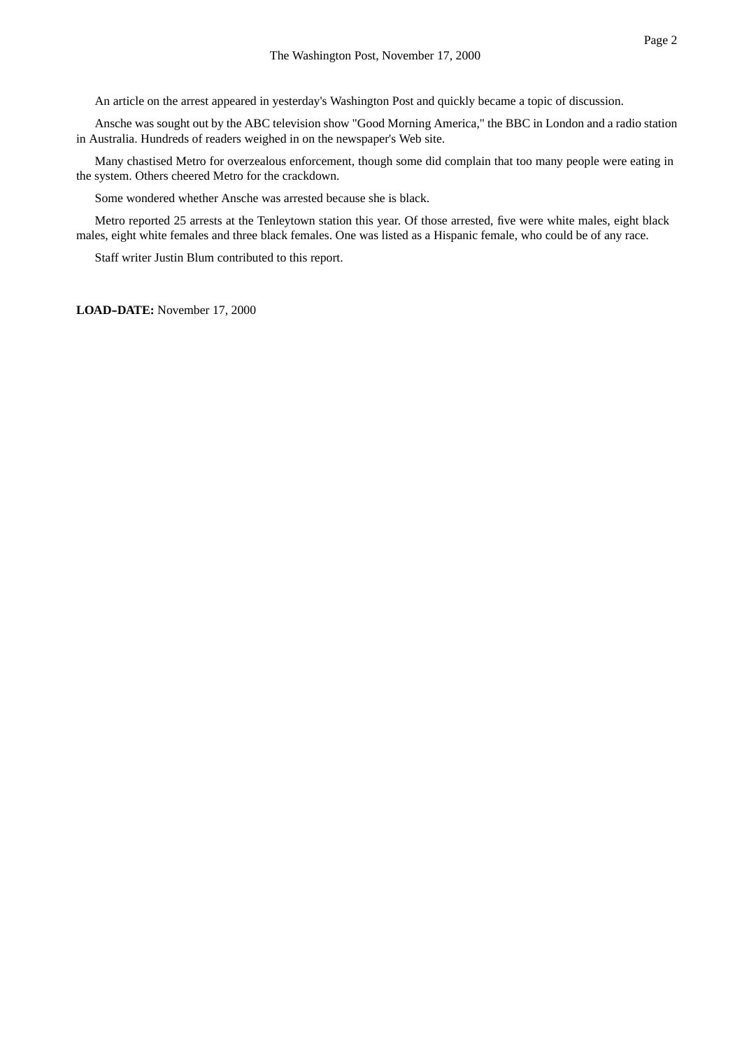An article on the arrest appeared in yesterday's Washington Post and quickly became a topic of discussion.

Ansche was sought out by the ABC television show "Good Morning America," the BBC in London and a radio station in Australia. Hundreds of readers weighed in on the newspaper's Web site.

Many chastised Metro for overzealous enforcement, though some did complain that too many people were eating in the system. Others cheered Metro for the crackdown.

Some wondered whether Ansche was arrested because she is black.

Metro reported 25 arrests at the Tenleytown station this year. Of those arrested, five were white males, eight black males, eight white females and three black females. One was listed as a Hispanic female, who could be of any race.

Staff writer Justin Blum contributed to this report.

**LOAD-DATE:** November 17, 2000